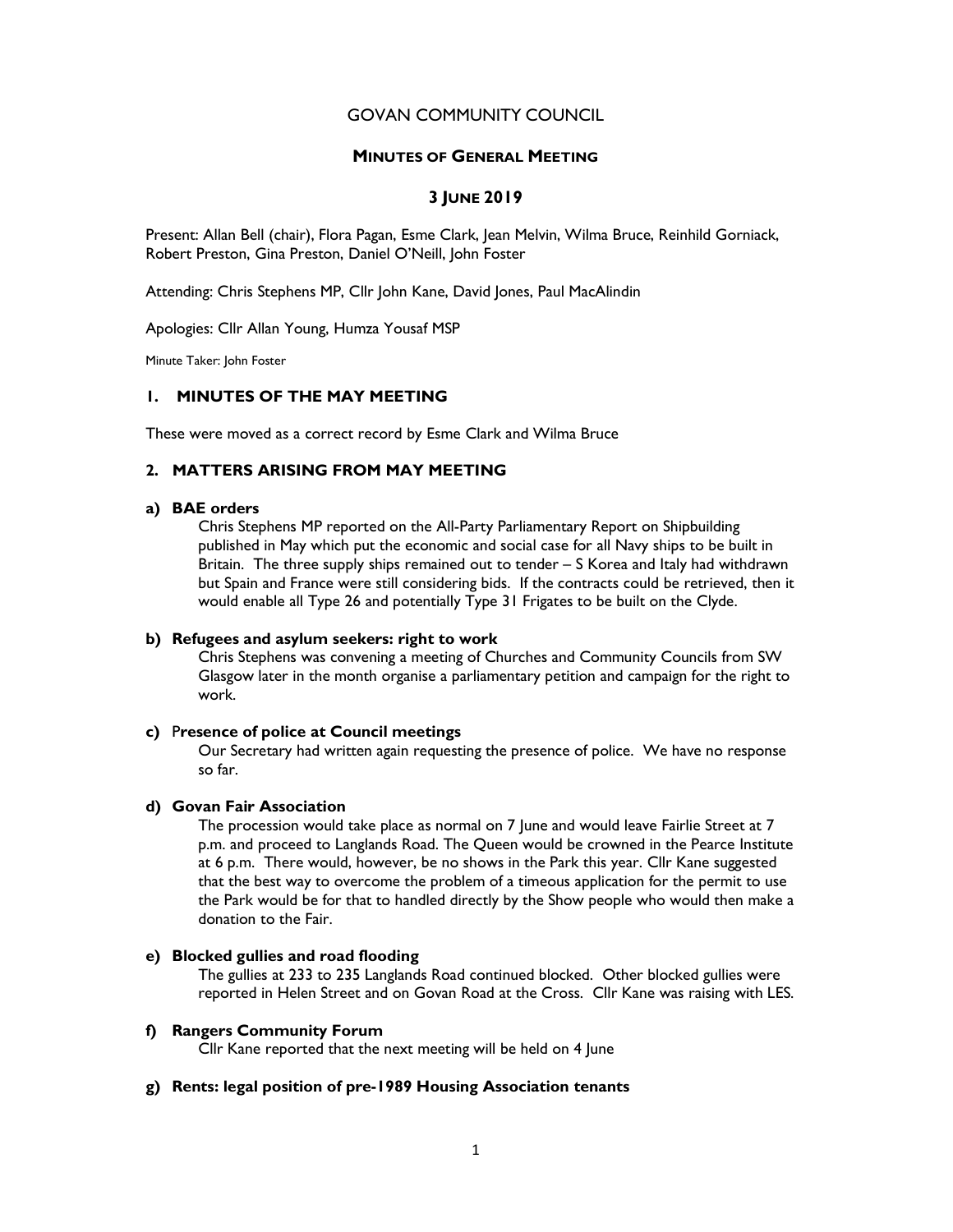# GOVAN COMMUNITY COUNCIL

## MINUTES OF GENERAL MEETING

## 3 JUNE 2019

Present: Allan Bell (chair), Flora Pagan, Esme Clark, Jean Melvin, Wilma Bruce, Reinhild Gorniack, Robert Preston, Gina Preston, Daniel O'Neill, John Foster

Attending: Chris Stephens MP, Cllr John Kane, David Jones, Paul MacAlindin

Apologies: Cllr Allan Young, Humza Yousaf MSP

Minute Taker: John Foster

### 1. MINUTES OF THE MAY MEETING

These were moved as a correct record by Esme Clark and Wilma Bruce

### 2. MATTERS ARISING FROM MAY MEETING

**a) BAE orders**

Chris Stephens MP reported on the All-Party Parliamentary Report on Shipbuilding published in May which put the economic and social case for all Navy ships to be built in Britain. The three supply ships remained out to tender – S Korea and Italy had withdrawn but Spain and France were still considering bids. If the contracts could be retrieved, then it would enable all Type 26 and potentially Type 31 Frigates to be built on the Clyde.

**b) Refugees and asylum seekers: right to work**

Chris Stephens was convening a meeting of Churches and Community Councils from SW Glasgow later in the month organise a parliamentary petition and campaign for the right to work.

**c) Presence of police at Council meetings**

Our Secretary had written again requesting the presence of police. We have no response so far.

**d) Govan Fair Association**

The procession would take place as normal on 7 June and would leave Fairlie Street at 7 p.m. and proceed to Langlands Road. The Queen would be crowned in the Pearce Institute at 6 p.m. There would, however, be no shows in the Park this year. Cllr Kane suggested that the best way to overcome the problem of a timeous application for the permit to use the Park would be for that to handled directly by the Show people who would then make a donation to the Fair.

**e) Blocked gullies and road flooding**

The gullies at 233 to 235 Langlands Road continued blocked. Other blocked gullies were reported in Helen Street and on Govan Road at the Cross. Cllr Kane was raising with LES.

**f) Rangers Community Forum**

Cllr Kane reported that the next meeting will be held on 4 June

**g) Rents: legal position of pre-1989 Housing Association tenants**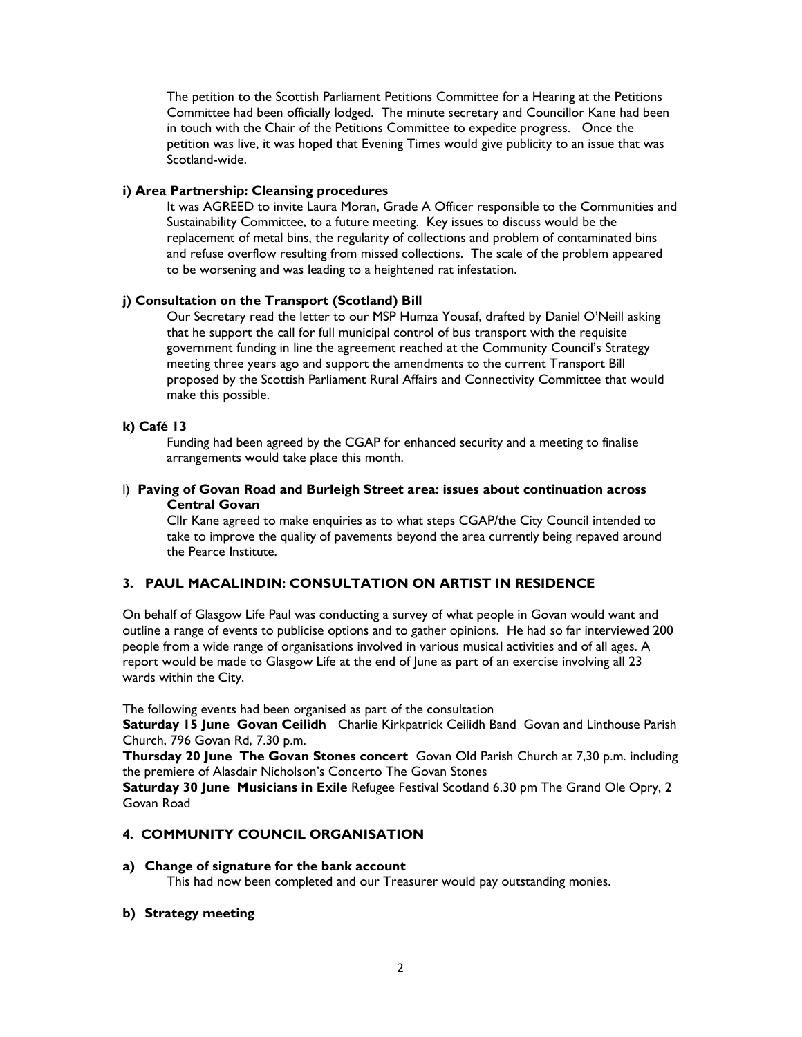The petition to the Scottish Parliament Petitions Committee for a Hearing at the Petitions Committee had been officially lodged. The minute secretary and Councillor Kane had been in touch with the Chair of the Petitions Committee to expedite progress. Once the petition was live, it was hoped that Evening Times would give publicity to an issue that was Scotland-wide.

**i) Area Partnership: Cleansing procedures**

It was AGREED to invite Laura Moran, Grade A Officer responsible to the Communities and Sustainability Committee, to a future meeting. Key issues to discuss would be the replacement of metal bins, the regularity of collections and problem of contaminated bins and refuse overflow resulting from missed collections. The scale of the problem appeared to be worsening and was leading to a heightened rat infestation.

**j) Consultation on the Transport (Scotland) Bill**

Our Secretary read the letter to our MSP Humza Yousaf, drafted by Daniel O'Neill asking that he support the call for full municipal control of bus transport with the requisite government funding in line the agreement reached at the Community Council's Strategy meeting three years ago and support the amendments to the current Transport Bill proposed by the Scottish Parliament Rural Affairs and Connectivity Committee that would make this possible.

**k) Café 13**

Funding had been agreed by the CGAP for enhanced security and a meeting to finalise arrangements would take place this month.

l) **Paving of Govan Road and Burleigh Street area: issues about continuation across Central Govan**

Cllr Kane agreed to make enquiries as to what steps CGAP/the City Council intended to take to improve the quality of pavements beyond the area currently being repaved around the Pearce Institute.

## 3. PAUL MACALINDIN: CONSULTATION ON ARTIST IN RESIDENCE

On behalf of Glasgow Life Paul was conducting a survey of what people in Govan would want and outline a range of events to publicise options and to gather opinions. He had so far interviewed 200 people from a wide range of organisations involved in various musical activities and of all ages. A report would be made to Glasgow Life at the end of June as part of an exercise involving all 23 wards within the City.

The following events had been organised as part of the consultation

**Saturday 15 June Govan Ceilidh** Charlie Kirkpatrick Ceilidh Band Govan and Linthouse Parish Church, 796 Govan Rd, 7.30 p.m.

**Thursday 20 June The Govan Stones concert** Govan Old Parish Church at 7,30 p.m. including the premiere of Alasdair Nicholson's Concerto The Govan Stones

**Saturday 30 June Musicians in Exile** Refugee Festival Scotland 6.30 pm The Grand Ole Opry, 2 Govan Road

## 4. COMMUNITY COUNCIL ORGANISATION

**a) Change of signature for the bank account**

This had now been completed and our Treasurer would pay outstanding monies.

**b) Strategy meeting**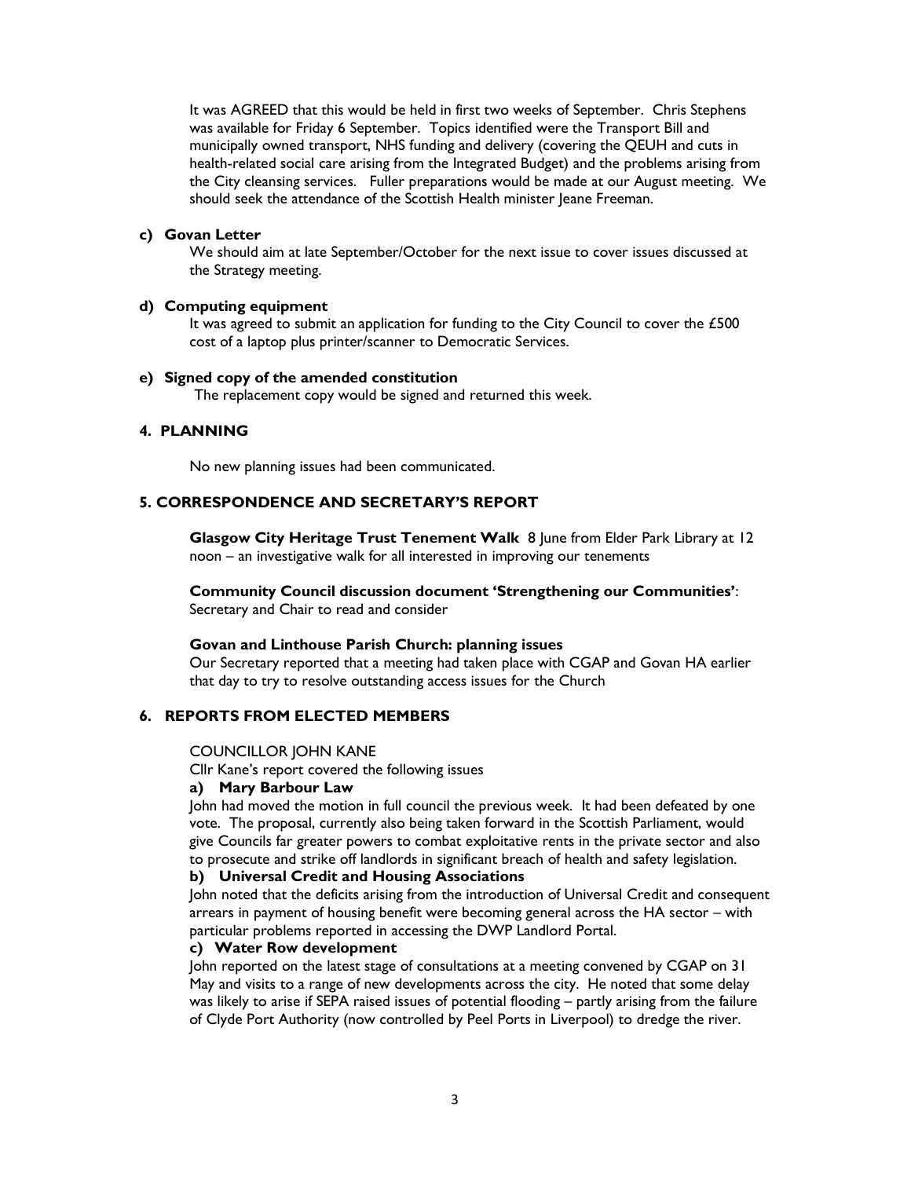It was AGREED that this would be held in first two weeks of September. Chris Stephens was available for Friday 6 September. Topics identified were the Transport Bill and municipally owned transport, NHS funding and delivery (covering the QEUH and cuts in health-related social care arising from the Integrated Budget) and the problems arising from the City cleansing services. Fuller preparations would be made at our August meeting. We should seek the attendance of the Scottish Health minister Jeane Freeman.

**c) Govan Letter**

We should aim at late September/October for the next issue to cover issues discussed at the Strategy meeting.

**d) Computing equipment**

It was agreed to submit an application for funding to the City Council to cover the £500 cost of a laptop plus printer/scanner to Democratic Services.

**e) Signed copy of the amended constitution**

The replacement copy would be signed and returned this week.

## 4. PLANNING

No new planning issues had been communicated.

## 5. CORRESPONDENCE AND SECRETARY'S REPORT

**Glasgow City Heritage Trust Tenement Walk** 8 June from Elder Park Library at 12 noon – an investigative walk for all interested in improving our tenements

**Community Council discussion document 'Strengthening our Communities'**: Secretary and Chair to read and consider

**Govan and Linthouse Parish Church: planning issues**

Our Secretary reported that a meeting had taken place with CGAP and Govan HA earlier that day to try to resolve outstanding access issues for the Church

## 6. REPORTS FROM ELECTED MEMBERS

COUNCILLOR JOHN KANE

Cllr Kane's report covered the following issues

**a) Mary Barbour Law**

John had moved the motion in full council the previous week. It had been defeated by one vote. The proposal, currently also being taken forward in the Scottish Parliament, would give Councils far greater powers to combat exploitative rents in the private sector and also to prosecute and strike off landlords in significant breach of health and safety legislation.

**b) Universal Credit and Housing Associations**

John noted that the deficits arising from the introduction of Universal Credit and consequent arrears in payment of housing benefit were becoming general across the HA sector – with particular problems reported in accessing the DWP Landlord Portal.

**c) Water Row development**

John reported on the latest stage of consultations at a meeting convened by CGAP on 31 May and visits to a range of new developments across the city. He noted that some delay was likely to arise if SEPA raised issues of potential flooding – partly arising from the failure of Clyde Port Authority (now controlled by Peel Ports in Liverpool) to dredge the river.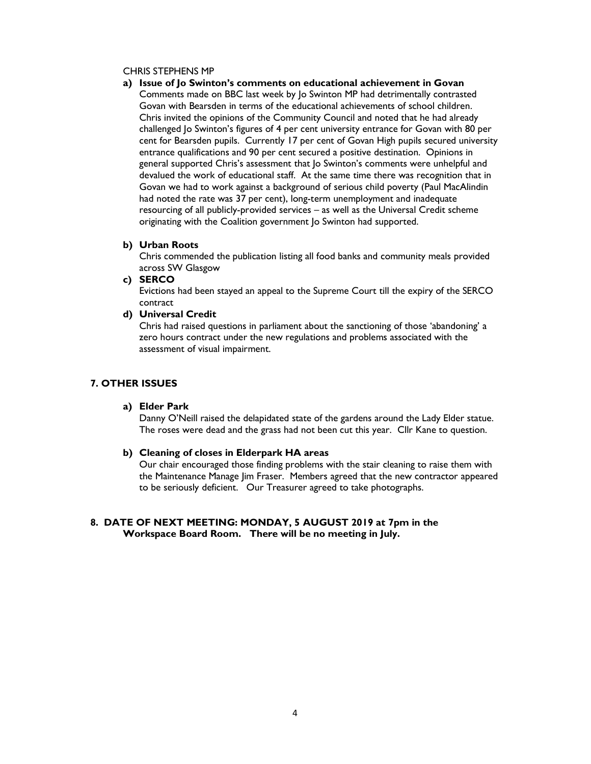CHRIS STEPHENS MP

a) **Issue of Jo Swinton's comments on educational achievement in Govan**
   Comments made on BBC last week by Jo Swinton MP had detrimentally contrasted Govan with Bearsden in terms of the educational achievements of school children. Chris invited the opinions of the Community Council and noted that he had already challenged Jo Swinton's figures of 4 per cent university entrance for Govan with 80 per cent for Bearsden pupils. Currently 17 per cent of Govan High pupils secured university entrance qualifications and 90 per cent secured a positive destination. Opinions in general supported Chris's assessment that Jo Swinton's comments were unhelpful and devalued the work of educational staff. At the same time there was recognition that in Govan we had to work against a background of serious child poverty (Paul MacAlindin had noted the rate was 37 per cent), long-term unemployment and inadequate resourcing of all publicly-provided services – as well as the Universal Credit scheme originating with the Coalition government Jo Swinton had supported.

b) **Urban Roots**
   Chris commended the publication listing all food banks and community meals provided across SW Glasgow

c) **SERCO**
   Evictions had been stayed an appeal to the Supreme Court till the expiry of the SERCO contract

d) **Universal Credit**
   Chris had raised questions in parliament about the sanctioning of those 'abandoning' a zero hours contract under the new regulations and problems associated with the assessment of visual impairment.

## 7. OTHER ISSUES

a) **Elder Park**
   Danny O'Neill raised the delapidated state of the gardens around the Lady Elder statue. The roses were dead and the grass had not been cut this year. Cllr Kane to question.

b) **Cleaning of closes in Elderpark HA areas**
   Our chair encouraged those finding problems with the stair cleaning to raise them with the Maintenance Manage Jim Fraser. Members agreed that the new contractor appeared to be seriously deficient. Our Treasurer agreed to take photographs.

## 8. DATE OF NEXT MEETING: MONDAY, 5 AUGUST 2019 at 7pm in the Workspace Board Room. There will be no meeting in July.